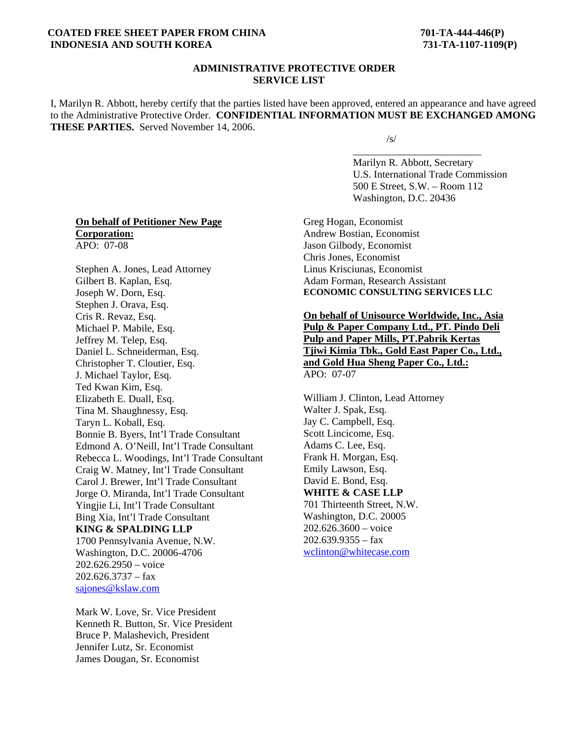**COATED FREE SHEET PAPER FROM CHINA INDONESIA AND SOUTH KOREA**

**701-TA-444-446(P)**
**731-TA-1107-1109(P)**

## ADMINISTRATIVE PROTECTIVE ORDER SERVICE LIST

I, Marilyn R. Abbott, hereby certify that the parties listed have been approved, entered an appearance and have agreed to the Administrative Protective Order. **CONFIDENTIAL INFORMATION MUST BE EXCHANGED AMONG THESE PARTIES.** Served November 14, 2006.

/s/

Marilyn R. Abbott, Secretary
U.S. International Trade Commission
500 E Street, S.W. – Room 112
Washington, D.C. 20436

**On behalf of Petitioner New Page Corporation:**
APO: 07-08

Stephen A. Jones, Lead Attorney
Gilbert B. Kaplan, Esq.
Joseph W. Dorn, Esq.
Stephen J. Orava, Esq.
Cris R. Revaz, Esq.
Michael P. Mabile, Esq.
Jeffrey M. Telep, Esq.
Daniel L. Schneiderman, Esq.
Christopher T. Cloutier, Esq.
J. Michael Taylor, Esq.
Ted Kwan Kim, Esq.
Elizabeth E. Duall, Esq.
Tina M. Shaughnessy, Esq.
Taryn L. Koball, Esq.
Bonnie B. Byers, Int'l Trade Consultant
Edmond A. O'Neill, Int'l Trade Consultant
Rebecca L. Woodings, Int'l Trade Consultant
Craig W. Matney, Int'l Trade Consultant
Carol J. Brewer, Int'l Trade Consultant
Jorge O. Miranda, Int'l Trade Consultant
Yingjie Li, Int'l Trade Consultant
Bing Xia, Int'l Trade Consultant
**KING & SPALDING LLP**
1700 Pennsylvania Avenue, N.W.
Washington, D.C. 20006-4706
202.626.2950 – voice
202.626.3737 – fax
sajones@kslaw.com

Mark W. Love, Sr. Vice President
Kenneth R. Button, Sr. Vice President
Bruce P. Malashevich, President
Jennifer Lutz, Sr. Economist
James Dougan, Sr. Economist
Greg Hogan, Economist
Andrew Bostian, Economist
Jason Gilbody, Economist
Chris Jones, Economist
Linus Krisciunas, Economist
Adam Forman, Research Assistant
**ECONOMIC CONSULTING SERVICES LLC**

**On behalf of Unisource Worldwide, Inc., Asia Pulp & Paper Company Ltd., PT. Pindo Deli Pulp and Paper Mills, PT.Pabrik Kertas Tjiwi Kimia Tbk., Gold East Paper Co., Ltd., and Gold Hua Sheng Paper Co., Ltd.:**
APO: 07-07

William J. Clinton, Lead Attorney
Walter J. Spak, Esq.
Jay C. Campbell, Esq.
Scott Lincicome, Esq.
Adams C. Lee, Esq.
Frank H. Morgan, Esq.
Emily Lawson, Esq.
David E. Bond, Esq.
**WHITE & CASE LLP**
701 Thirteenth Street, N.W.
Washington, D.C. 20005
202.626.3600 – voice
202.639.9355 – fax
wclinton@whitecase.com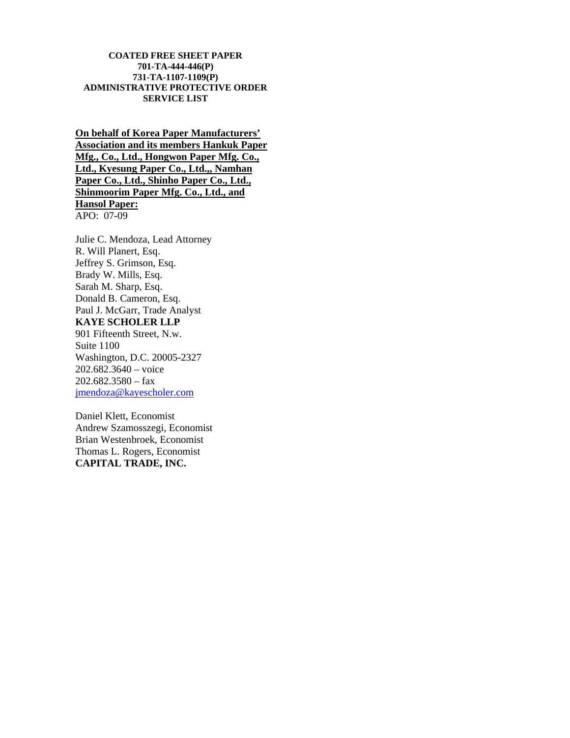**COATED FREE SHEET PAPER**
**701-TA-444-446(P)**
**731-TA-1107-1109(P)**
**ADMINISTRATIVE PROTECTIVE ORDER**
**SERVICE LIST**

**On behalf of Korea Paper Manufacturers' Association and its members Hankuk Paper Mfg., Co., Ltd., Hongwon Paper Mfg. Co., Ltd., Kyesung Paper Co., Ltd.,, Namhan Paper Co., Ltd., Shinho Paper Co., Ltd., Shinmoorim Paper Mfg. Co., Ltd., and Hansol Paper:**
APO: 07-09

Julie C. Mendoza, Lead Attorney
R. Will Planert, Esq.
Jeffrey S. Grimson, Esq.
Brady W. Mills, Esq.
Sarah M. Sharp, Esq.
Donald B. Cameron, Esq.
Paul J. McGarr, Trade Analyst
**KAYE SCHOLER LLP**
901 Fifteenth Street, N.w.
Suite 1100
Washington, D.C. 20005-2327
202.682.3640 – voice
202.682.3580 – fax
jmendoza@kayescholer.com

Daniel Klett, Economist
Andrew Szamosszegi, Economist
Brian Westenbroek, Economist
Thomas L. Rogers, Economist
**CAPITAL TRADE, INC.**